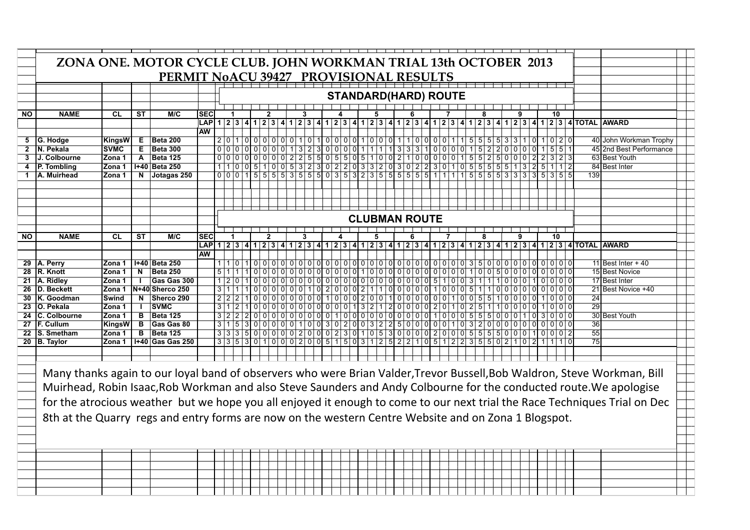# ZONA ONE. MOTOR CYCLE CLUB. JOHN WORKMAN TRIAL 13th OCTOBER 2013

## PERMIT NoACU 39427 PROVISIONAL RESULTS

### STANDARD(HARD) ROUTE

| NO | NAME | CL | ST | M/C | SEC | 1 | | | | 2 | | | | 3 | | | | 4 | | | | 5 | | | | 6 | | | | 7 | | | | 8 | | | | 9 | | | | 10 | | | | | |
|---|---|---|---|---|---|---|---|---|---|---|---|---|---|---|---|---|---|---|---|---|---|---|---|---|---|---|---|---|---|---|---|---|---|---|---|---|---|---|---|---|---|---|---|---|---|---|---|
| | | | | | LAP | 1 | 2 | 3 | 4 | 1 | 2 | 3 | 4 | 1 | 2 | 3 | 4 | 1 | 2 | 3 | 4 | 1 | 2 | 3 | 4 | 1 | 2 | 3 | 4 | 1 | 2 | 3 | 4 | 1 | 2 | 3 | 4 | 1 | 2 | 3 | 4 | 1 | 2 | 3 | 4 | TOTAL | AWARD |
| | | | | | AW | | | | | | | | | | | | | | | | | | | | | | | | | | | | | | | | | | | | | | | | | | |
| 5 | G. Hodge | KingsW | E | Beta 200 | | 2 | 0 | 1 | 0 | 0 | 0 | 0 | 0 | 0 | 1 | 0 | 1 | 0 | 0 | 0 | 0 | 1 | 0 | 0 | 0 | 1 | 1 | 0 | 0 | 0 | 0 | 1 | 1 | 5 | 5 | 5 | 5 | 3 | 3 | 1 | 0 | 1 | 0 | 2 | 0 | 40 | John Workman Trophy |
| 2 | N. Pekala | SVMC | E | Beta 300 | | 0 | 0 | 0 | 0 | 0 | 0 | 0 | 0 | 1 | 3 | 2 | 3 | 0 | 0 | 0 | 0 | 1 | 1 | 1 | 1 | 3 | 3 | 3 | 1 | 0 | 0 | 0 | 0 | 1 | 5 | 2 | 2 | 0 | 0 | 0 | 0 | 1 | 5 | 5 | 1 | 45 | 2nd Best Performance |
| 3 | J. Colbourne | Zona 1 | A | Beta 125 | | 0 | 0 | 0 | 0 | 0 | 0 | 0 | 0 | 2 | 2 | 5 | 5 | 0 | 5 | 5 | 0 | 5 | 1 | 0 | 0 | 2 | 1 | 0 | 0 | 0 | 0 | 0 | 1 | 5 | 5 | 2 | 5 | 0 | 0 | 0 | 2 | 2 | 3 | 2 | 3 | 63 | Best Youth |
| 4 | P. Tombling | Zona 1 | I+40 | Beta 250 | | 1 | 1 | 0 | 0 | 5 | 1 | 0 | 0 | 5 | 3 | 2 | 3 | 0 | 2 | 2 | 0 | 3 | 3 | 2 | 0 | 3 | 0 | 2 | 2 | 3 | 0 | 1 | 0 | 5 | 5 | 5 | 5 | 5 | 1 | 3 | 2 | 5 | 1 | 1 | 2 | 84 | Best Inter |
| 1 | A. Muirhead | Zona 1 | N | Jotagas 250 | | 0 | 0 | 0 | 1 | 5 | 5 | 5 | 5 | 3 | 5 | 5 | 5 | 0 | 3 | 5 | 3 | 2 | 3 | 5 | 5 | 5 | 5 | 5 | 5 | 1 | 1 | 1 | 1 | 5 | 5 | 5 | 5 | 3 | 3 | 3 | 3 | 5 | 3 | 5 | 5 | 139 | |

### CLUBMAN ROUTE

| NO | NAME | CL | ST | M/C | SEC | 1 | | | | 2 | | | | 3 | | | | 4 | | | | 5 | | | | 6 | | | | 7 | | | | 8 | | | | 9 | | | | 10 | | | | | |
|---|---|---|---|---|---|---|---|---|---|---|---|---|---|---|---|---|---|---|---|---|---|---|---|---|---|---|---|---|---|---|---|---|---|---|---|---|---|---|---|---|---|---|---|---|---|---|---|
| | | | | | LAP | 1 | 2 | 3 | 4 | 1 | 2 | 3 | 4 | 1 | 2 | 3 | 4 | 1 | 2 | 3 | 4 | 1 | 2 | 3 | 4 | 1 | 2 | 3 | 4 | 1 | 2 | 3 | 4 | 1 | 2 | 3 | 4 | 1 | 2 | 3 | 4 | 1 | 2 | 3 | 4 | TOTAL | AWARD |
| | | | | | AW | | | | | | | | | | | | | | | | | | | | | | | | | | | | | | | | | | | | | | | | | | |
| 29 | A. Perry | Zona 1 | I+40 | Beta 250 | | 1 | 1 | 0 | 1 | 0 | 0 | 0 | 0 | 0 | 0 | 0 | 0 | 0 | 0 | 0 | 0 | 0 | 0 | 0 | 0 | 0 | 0 | 0 | 0 | 0 | 0 | 0 | 0 | 3 | 5 | 0 | 0 | 0 | 0 | 0 | 0 | 0 | 0 | 0 | 0 | 11 | Best Inter + 40 |
| 28 | R. Knott | Zona 1 | N | Beta 250 | | 5 | 1 | 1 | 1 | 0 | 0 | 0 | 0 | 0 | 0 | 0 | 0 | 0 | 0 | 0 | 0 | 1 | 0 | 0 | 0 | 0 | 0 | 0 | 0 | 0 | 0 | 0 | 0 | 1 | 0 | 0 | 5 | 0 | 0 | 0 | 0 | 0 | 0 | 0 | 0 | 15 | Best Novice |
| 21 | A. Ridley | Zona 1 | I | Gas Gas 300 | | 1 | 2 | 0 | 1 | 0 | 0 | 0 | 0 | 0 | 0 | 0 | 0 | 0 | 0 | 0 | 0 | 0 | 0 | 0 | 0 | 0 | 0 | 0 | 0 | 5 | 1 | 0 | 0 | 3 | 1 | 1 | 1 | 0 | 0 | 0 | 1 | 0 | 0 | 0 | 0 | 17 | Best Inter |
| 26 | D. Beckett | Zona 1 | N+40 | Sherco 250 | | 3 | 1 | 1 | 1 | 0 | 0 | 0 | 0 | 0 | 0 | 1 | 0 | 2 | 0 | 0 | 0 | 2 | 1 | 1 | 0 | 0 | 0 | 0 | 0 | 1 | 0 | 0 | 0 | 5 | 1 | 1 | 0 | 0 | 0 | 0 | 0 | 0 | 0 | 0 | 0 | 21 | Best Novice +40 |
| 30 | K. Goodman | Swind | N | Sherco 290 | | 2 | 2 | 2 | 1 | 0 | 0 | 0 | 0 | 0 | 0 | 0 | 0 | 1 | 0 | 0 | 0 | 2 | 0 | 0 | 1 | 0 | 0 | 0 | 0 | 0 | 0 | 1 | 0 | 0 | 5 | 5 | 1 | 0 | 0 | 0 | 0 | 1 | 0 | 0 | 0 | 24 | |
| 23 | O. Pekala | Zona 1 | I | SVMC | | 3 | 1 | 2 | 1 | 0 | 0 | 0 | 0 | 0 | 0 | 0 | 0 | 0 | 0 | 0 | 1 | 3 | 2 | 1 | 2 | 0 | 0 | 0 | 0 | 2 | 0 | 1 | 0 | 2 | 5 | 1 | 1 | 0 | 0 | 0 | 0 | 1 | 0 | 0 | 0 | 29 | |
| 24 | C. Colbourne | Zona 1 | B | Beta 125 | | 3 | 2 | 2 | 2 | 0 | 0 | 0 | 0 | 0 | 0 | 0 | 0 | 0 | 1 | 0 | 0 | 0 | 0 | 0 | 0 | 0 | 0 | 0 | 0 | 1 | 0 | 0 | 0 | 5 | 5 | 5 | 0 | 0 | 0 | 1 | 0 | 3 | 0 | 0 | 0 | 30 | Best Youth |
| 27 | F. Cullum | KingsW | B | Gas Gas 80 | | 3 | 1 | 5 | 3 | 0 | 0 | 0 | 0 | 0 | 1 | 0 | 0 | 3 | 0 | 2 | 0 | 0 | 3 | 2 | 2 | 5 | 0 | 0 | 0 | 0 | 0 | 1 | 0 | 3 | 2 | 0 | 0 | 0 | 0 | 0 | 0 | 0 | 0 | 0 | 0 | 36 | |
| 22 | S. Smetham | Zona 1 | B | Beta 125 | | 3 | 3 | 3 | 5 | 0 | 0 | 0 | 0 | 0 | 2 | 0 | 0 | 0 | 2 | 3 | 0 | 1 | 0 | 5 | 3 | 0 | 0 | 0 | 0 | 2 | 0 | 0 | 0 | 5 | 5 | 5 | 5 | 0 | 0 | 0 | 1 | 0 | 0 | 0 | 2 | 55 | |
| 20 | B. Taylor | Zona 1 | I+40 | Gas Gas 250 | | 3 | 3 | 5 | 3 | 0 | 1 | 0 | 0 | 0 | 2 | 0 | 0 | 5 | 1 | 5 | 0 | 3 | 1 | 2 | 5 | 2 | 2 | 1 | 0 | 5 | 1 | 2 | 2 | 3 | 5 | 5 | 0 | 2 | 1 | 0 | 2 | 1 | 1 | 1 | 0 | 75 | |

Many thanks again to our loyal band of observers who were Brian Valder,Trevor Bussell,Bob Waldron, Steve Workman, Bill Muirhead, Robin Isaac,Rob Workman and also Steve Saunders and Andy Colbourne for the conducted route.We apologise for the atrocious weather but we hope you all enjoyed it enough to come to our next trial the Race Techniques Trial on Dec 8th at the Quarry regs and entry forms are now on the western Centre Website and on Zona 1 Blogspot.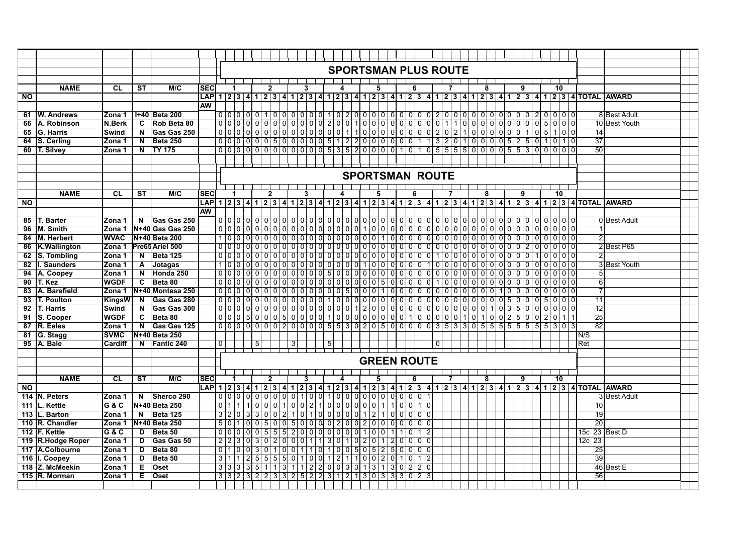## SPORTSMAN PLUS ROUTE

| NO | NAME | CL | ST | M/C | SEC | 1 | | | | 2 | | | | 3 | | | | 4 | | | | 5 | | | | 6 | | | | 7 | | | | 8 | | | | 9 | | | | 10 | | | | | |
|---|---|---|---|---|---|---|---|---|---|---|---|---|---|---|---|---|---|---|---|---|---|---|---|---|---|---|---|---|---|---|---|---|---|---|---|---|---|---|---|---|---|---|---|---|---|---|---|
| NO | | | | | LAP | 1 | 2 | 3 | 4 | 1 | 2 | 3 | 4 | 1 | 2 | 3 | 4 | 1 | 2 | 3 | 4 | 1 | 2 | 3 | 4 | 1 | 2 | 3 | 4 | 1 | 2 | 3 | 4 | 1 | 2 | 3 | 4 | 1 | 2 | 3 | 4 | 1 | 2 | 3 | 4 | TOTAL | AWARD |
| | | | | | AW | | | | | | | | | | | | | | | | | | | | | | | | | | | | | | | | | | | | | | | | | | |
| 61 | W. Andrews | Zona 1 | I+40 | Beta 200 | | 0 | 0 | 0 | 0 | 0 | 1 | 0 | 0 | 0 | 0 | 0 | 0 | 1 | 0 | 2 | 0 | 0 | 0 | 0 | 0 | 0 | 0 | 0 | 0 | 2 | 0 | 0 | 0 | 0 | 0 | 0 | 0 | 0 | 0 | 0 | 2 | 0 | 0 | 0 | 0 | 8 | Best Adult |
| 66 | A. Robinson | N.Berk | C | Rob Beta 80 | | 0 | 0 | 0 | 0 | 0 | 0 | 0 | 0 | 0 | 0 | 0 | 0 | 2 | 0 | 0 | 1 | 0 | 0 | 0 | 0 | 0 | 0 | 0 | 0 | 0 | 1 | 1 | 0 | 0 | 0 | 0 | 0 | 0 | 0 | 0 | 0 | 5 | 0 | 0 | 0 | 10 | Best Youth |
| 65 | G. Harris | Swind | N | Gas Gas 250 | | 0 | 0 | 0 | 0 | 0 | 0 | 0 | 0 | 0 | 0 | 0 | 0 | 0 | 0 | 1 | 1 | 0 | 0 | 0 | 0 | 0 | 0 | 0 | 0 | 0 | 0 | 0 | 0 | 0 | 0 | 0 | 0 | 0 | 0 | 1 | 0 | 5 | 1 | 0 | 0 | 14 | |
| 64 | S. Carling | Zona 1 | N | Beta 250 | | 0 | 0 | 0 | 0 | 0 | 0 | 5 | 0 | 0 | 0 | 0 | 0 | 5 | 1 | 2 | 2 | 0 | 0 | 0 | 0 | 0 | 0 | 1 | 1 | 3 | 2 | 0 | 1 | 0 | 0 | 0 | 0 | 5 | 2 | 5 | 0 | 1 | 0 | 1 | 0 | 37 | |
| 60 | T. Silvey | Zona 1 | N | TY 175 | | 0 | 0 | 0 | 0 | 0 | 0 | 0 | 0 | 0 | 0 | 0 | 0 | 5 | 3 | 5 | 2 | 0 | 0 | 0 | 0 | 1 | 0 | 1 | 0 | 5 | 5 | 5 | 5 | 0 | 0 | 0 | 0 | 5 | 5 | 3 | 0 | 0 | 0 | 0 | 0 | 50 | |

## SPORTSMAN ROUTE

| NO | NAME | CL | ST | M/C | SEC | 1 | | | | 2 | | | | 3 | | | | 4 | | | | 5 | | | | 6 | | | | 7 | | | | 8 | | | | 9 | | | | 10 | | | | | |
|---|---|---|---|---|---|---|---|---|---|---|---|---|---|---|---|---|---|---|---|---|---|---|---|---|---|---|---|---|---|---|---|---|---|---|---|---|---|---|---|---|---|---|---|---|---|---|---|
| NO | | | | | LAP | 1 | 2 | 3 | 4 | 1 | 2 | 3 | 4 | 1 | 2 | 3 | 4 | 1 | 2 | 3 | 4 | 1 | 2 | 3 | 4 | 1 | 2 | 3 | 4 | 1 | 2 | 3 | 4 | 1 | 2 | 3 | 4 | 1 | 2 | 3 | 4 | 1 | 2 | 3 | 4 | TOTAL | AWARD |
| | | | | | AW | | | | | | | | | | | | | | | | | | | | | | | | | | | | | | | | | | | | | | | | | | |
| 85 | T. Barter | Zona 1 | N | Gas Gas 250 | | 0 | 0 | 0 | 0 | 0 | 0 | 0 | 0 | 0 | 0 | 0 | 0 | 0 | 0 | 0 | 0 | 0 | 0 | 0 | 0 | 0 | 0 | 0 | 0 | 0 | 0 | 0 | 0 | 0 | 0 | 0 | 0 | 0 | 0 | 0 | 0 | 0 | 0 | 0 | 0 | 0 | Best Adult |
| 96 | M. Smith | Zona 1 | N+40 | Gas Gas 250 | | 0 | 0 | 0 | 0 | 0 | 0 | 0 | 0 | 0 | 0 | 0 | 0 | 0 | 0 | 0 | 0 | 1 | 0 | 0 | 0 | 0 | 0 | 0 | 0 | 0 | 0 | 0 | 0 | 0 | 0 | 0 | 0 | 0 | 0 | 0 | 0 | 0 | 0 | 0 | 0 | 1 | |
| 84 | M. Herbert | WVAC | N+40 | Beta 200 | | 1 | 0 | 0 | 0 | 0 | 0 | 0 | 0 | 0 | 0 | 0 | 0 | 0 | 0 | 0 | 0 | 0 | 0 | 0 | 1 | 0 | 0 | 0 | 0 | 0 | 0 | 0 | 0 | 0 | 0 | 0 | 0 | 0 | 0 | 0 | 0 | 0 | 0 | 0 | 0 | 2 | |
| 86 | K.Wallington | Zona 1 | Pre65 | Ariel 500 | | 0 | 0 | 0 | 0 | 0 | 0 | 0 | 0 | 0 | 0 | 0 | 0 | 0 | 0 | 0 | 0 | 0 | 0 | 0 | 0 | 0 | 0 | 0 | 0 | 0 | 0 | 0 | 0 | 0 | 0 | 0 | 0 | 0 | 0 | 2 | 0 | 0 | 0 | 0 | 0 | 2 | Best P65 |
| 62 | S. Tombling | Zona 1 | N | Beta 125 | | 0 | 0 | 0 | 0 | 0 | 0 | 0 | 0 | 0 | 0 | 0 | 0 | 0 | 0 | 0 | 0 | 0 | 0 | 0 | 0 | 0 | 0 | 0 | 0 | 1 | 0 | 0 | 0 | 0 | 0 | 0 | 0 | 0 | 0 | 0 | 1 | 0 | 0 | 0 | 0 | 2 | |
| 82 | I. Saunders | Zona 1 | A | Jotagas | | 1 | 0 | 0 | 0 | 0 | 0 | 0 | 0 | 0 | 0 | 0 | 0 | 0 | 0 | 0 | 0 | 1 | 0 | 0 | 0 | 0 | 0 | 0 | 1 | 0 | 0 | 0 | 0 | 0 | 0 | 0 | 0 | 0 | 0 | 0 | 0 | 0 | 0 | 0 | 0 | 3 | Best Youth |
| 94 | A. Coopey | Zona 1 | N | Honda 250 | | 0 | 0 | 0 | 0 | 0 | 0 | 0 | 0 | 0 | 0 | 0 | 0 | 5 | 0 | 0 | 0 | 0 | 0 | 0 | 0 | 0 | 0 | 0 | 0 | 0 | 0 | 0 | 0 | 0 | 0 | 0 | 0 | 0 | 0 | 0 | 0 | 0 | 0 | 0 | 0 | 5 | |
| 90 | T. Kez | WGDF | C | Beta 80 | | 0 | 0 | 0 | 0 | 0 | 0 | 0 | 0 | 0 | 0 | 0 | 0 | 0 | 0 | 0 | 0 | 0 | 5 | 0 | 0 | 0 | 0 | 0 | 0 | 1 | 0 | 0 | 0 | 0 | 0 | 0 | 0 | 0 | 0 | 0 | 0 | 0 | 0 | 0 | 0 | 6 | |
| 83 | A. Barefield | Zona 1 | N+40 | Montesa 250 | | 0 | 0 | 0 | 0 | 0 | 0 | 0 | 0 | 0 | 0 | 0 | 0 | 0 | 0 | 5 | 0 | 0 | 0 | 1 | 0 | 0 | 0 | 0 | 0 | 0 | 0 | 0 | 0 | 0 | 0 | 0 | 1 | 0 | 0 | 0 | 0 | 0 | 0 | 0 | 0 | 7 | |
| 93 | T. Poulton | KingsW | N | Gas Gas 280 | | 0 | 0 | 0 | 0 | 0 | 0 | 0 | 0 | 0 | 0 | 0 | 0 | 1 | 0 | 0 | 0 | 0 | 0 | 0 | 0 | 0 | 0 | 0 | 0 | 0 | 0 | 0 | 0 | 0 | 0 | 0 | 0 | 5 | 0 | 0 | 0 | 5 | 0 | 0 | 0 | 11 | |
| 92 | T. Harris | Swind | N | Gas Gas 300 | | 0 | 0 | 0 | 0 | 0 | 0 | 0 | 0 | 0 | 0 | 0 | 0 | 0 | 0 | 0 | 1 | 2 | 0 | 0 | 0 | 0 | 0 | 0 | 0 | 0 | 0 | 0 | 0 | 0 | 0 | 1 | 0 | 3 | 5 | 0 | 0 | 0 | 0 | 0 | 0 | 12 | |
| 91 | S. Cooper | WGDF | C | Beta 80 | | 0 | 0 | 0 | 5 | 0 | 0 | 0 | 5 | 0 | 0 | 0 | 0 | 1 | 0 | 0 | 0 | 0 | 0 | 0 | 0 | 0 | 1 | 0 | 0 | 0 | 0 | 0 | 1 | 0 | 1 | 0 | 0 | 2 | 5 | 0 | 0 | 2 | 0 | 1 | 1 | 25 | |
| 87 | R. Eeles | Zona 1 | N | Gas Gas 125 | | 0 | 0 | 0 | 0 | 0 | 0 | 0 | 2 | 0 | 0 | 0 | 0 | 5 | 5 | 3 | 0 | 2 | 0 | 5 | 0 | 0 | 0 | 0 | 0 | 3 | 5 | 3 | 3 | 0 | 5 | 5 | 5 | 5 | 5 | 5 | 5 | 5 | 3 | 0 | 3 | 82 | |
| 81 | G. Stagg | SVMC | N+40 | Beta 250 | | | | | | | | | | | | | | | | | | | | | | | | | | | | | | | | | | | | | | | | | | N/S | |
| 95 | A. Bale | Cardiff | N | Fantic 240 | | 0 | | | | 5 | | | | 3 | | | | 5 | | | | | | | | | | | | 0 | | | | | | | | | | | | | | | | Ret | |

## GREEN ROUTE

| NO | NAME | CL | ST | M/C | SEC | 1 | | | | 2 | | | | 3 | | | | 4 | | | | 5 | | | | 6 | | | | 7 | | | | 8 | | | | 9 | | | | 10 | | | | | |
|---|---|---|---|---|---|---|---|---|---|---|---|---|---|---|---|---|---|---|---|---|---|---|---|---|---|---|---|---|---|---|---|---|---|---|---|---|---|---|---|---|---|---|---|---|---|---|---|
| NO | | | | | LAP | 1 | 2 | 3 | 4 | 1 | 2 | 3 | 4 | 1 | 2 | 3 | 4 | 1 | 2 | 3 | 4 | 1 | 2 | 3 | 4 | 1 | 2 | 3 | 4 | 1 | 2 | 3 | 4 | 1 | 2 | 3 | 4 | 1 | 2 | 3 | 4 | 1 | 2 | 3 | 4 | TOTAL | AWARD |
| 114 | N. Peters | Zona 1 | N | Sherco 290 | | 0 | 0 | 0 | 0 | 0 | 0 | 0 | 0 | 0 | 1 | 0 | 0 | 1 | 0 | 0 | 0 | 0 | 0 | 0 | 0 | 0 | 0 | 0 | 1 | | | | | | | | | | | | | | | | | 3 | Best Adult |
| 111 | L. Kettle | G & C | N+40 | Beta 250 | | 0 | 1 | 1 | 1 | 0 | 0 | 0 | 1 | 0 | 0 | 2 | 1 | 0 | 0 | 0 | 0 | 0 | 0 | 1 | 1 | 0 | 0 | 1 | 0 | | | | | | | | | | | | | | | | | 10 | |
| 113 | L. Barton | Zona 1 | N | Beta 125 | | 3 | 2 | 0 | 3 | 3 | 0 | 0 | 2 | 1 | 0 | 1 | 0 | 0 | 0 | 0 | 0 | 1 | 2 | 1 | 0 | 0 | 0 | 0 | 0 | | | | | | | | | | | | | | | | | 19 | |
| 110 | R. Chandler | Zona 1 | N+40 | Beta 250 | | 5 | 0 | 1 | 0 | 0 | 5 | 0 | 0 | 5 | 0 | 0 | 0 | 0 | 2 | 0 | 0 | 2 | 0 | 0 | 0 | 0 | 0 | 0 | 0 | | | | | | | | | | | | | | | | | 20 | |
| 112 | F. Kettle | G & C | D | Beta 50 | | 0 | 0 | 0 | 0 | 0 | 5 | 5 | 5 | 2 | 0 | 0 | 0 | 0 | 0 | 0 | 0 | 1 | 0 | 0 | 1 | 1 | 0 | 1 | 2 | | | | | | | | | | | | | | | | | 15c 23 | Best D |
| 119 | R.Hodge Roper | Zona 1 | D | Gas Gas 50 | | 2 | 2 | 3 | 0 | 3 | 0 | 2 | 0 | 0 | 0 | 1 | 1 | 3 | 0 | 1 | 0 | 2 | 0 | 1 | 2 | 0 | 0 | 0 | 0 | | | | | | | | | | | | | | | | | 12c 23 | |
| 117 | A.Colbourne | Zona 1 | D | Beta 80 | | 0 | 1 | 0 | 0 | 3 | 0 | 1 | 0 | 0 | 1 | 1 | 0 | 1 | 0 | 0 | 5 | 0 | 5 | 2 | 5 | 0 | 0 | 0 | 0 | | | | | | | | | | | | | | | | | 25 | |
| 116 | I. Coopey | Zona 1 | D | Beta 50 | | 3 | 1 | 1 | 2 | 5 | 5 | 5 | 5 | 0 | 1 | 0 | 0 | 1 | 2 | 1 | 1 | 0 | 0 | 2 | 0 | 1 | 0 | 1 | 2 | | | | | | | | | | | | | | | | | 39 | |
| 118 | Z. McMeekin | Zona 1 | E | Oset | | 3 | 3 | 3 | 5 | 1 | 1 | 1 | 3 | 1 | 1 | 2 | 2 | 0 | 0 | 3 | 3 | 1 | 3 | 1 | 3 | 0 | 2 | 2 | 0 | | | | | | | | | | | | | | | | | 46 | Best E |
| 115 | R. Morman | Zona 1 | E | Oset | | 3 | 3 | 2 | 3 | 2 | 2 | 3 | 3 | 2 | 5 | 2 | 2 | 3 | 1 | 2 | 1 | 3 | 0 | 3 | 3 | 3 | 0 | 2 | 3 | | | | | | | | | | | | | | | | | 56 | |